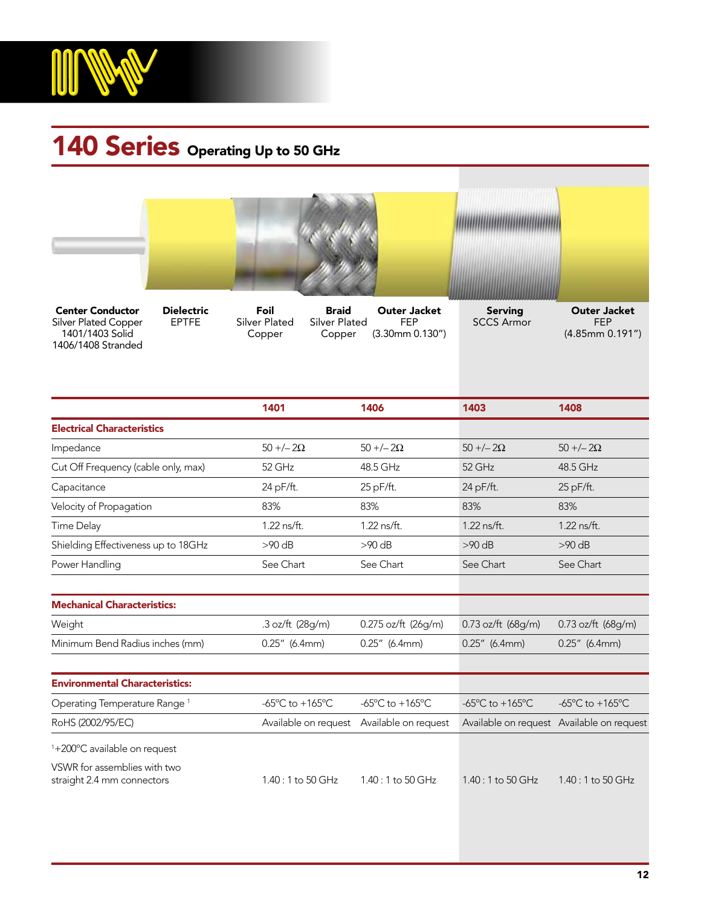# 140 Series Operating Up to 50 GHz

| Center Conductor | Dielectric | Foil | Braid | Outer Jacket | Serving | Outer Jacket |
|---|---|---|---|---|---|---|
| Silver Plated Copper 1401/1403 Solid 1406/1408 Stranded | EPTFE | Silver Plated Copper | Silver Plated Copper | FEP (3.30mm 0.130") | SCCS Armor | FEP (4.85mm 0.191") |

| | 1401 | 1406 | 1403 | 1408 |
|---|---|---|---|---|
| **Electrical Characteristics** | | | | |
| Impedance | 50 +/– 2Ω | 50 +/– 2Ω | 50 +/– 2Ω | 50 +/– 2Ω |
| Cut Off Frequency (cable only, max) | 52 GHz | 48.5 GHz | 52 GHz | 48.5 GHz |
| Capacitance | 24 pF/ft. | 25 pF/ft. | 24 pF/ft. | 25 pF/ft. |
| Velocity of Propagation | 83% | 83% | 83% | 83% |
| Time Delay | 1.22 ns/ft. | 1.22 ns/ft. | 1.22 ns/ft. | 1.22 ns/ft. |
| Shielding Effectiveness up to 18GHz | >90 dB | >90 dB | >90 dB | >90 dB |
| Power Handling | See Chart | See Chart | See Chart | See Chart |
| **Mechanical Characteristics:** | | | | |
| Weight | .3 oz/ft (28g/m) | 0.275 oz/ft (26g/m) | 0.73 oz/ft (68g/m) | 0.73 oz/ft (68g/m) |
| Minimum Bend Radius inches (mm) | 0.25" (6.4mm) | 0.25" (6.4mm) | 0.25" (6.4mm) | 0.25" (6.4mm) |
| **Environmental Characteristics:** | | | | |
| Operating Temperature Range [1] | -65°C to +165°C | -65°C to +165°C | -65°C to +165°C | -65°C to +165°C |
| RoHS (2002/95/EC) | Available on request | Available on request | Available on request | Available on request |

[1]+200°C available on request

| | | | | |
|---|---|---|---|---|
| VSWR for assemblies with two straight 2.4 mm connectors | 1.40 : 1 to 50 GHz | 1.40 : 1 to 50 GHz | 1.40 : 1 to 50 GHz | 1.40 : 1 to 50 GHz |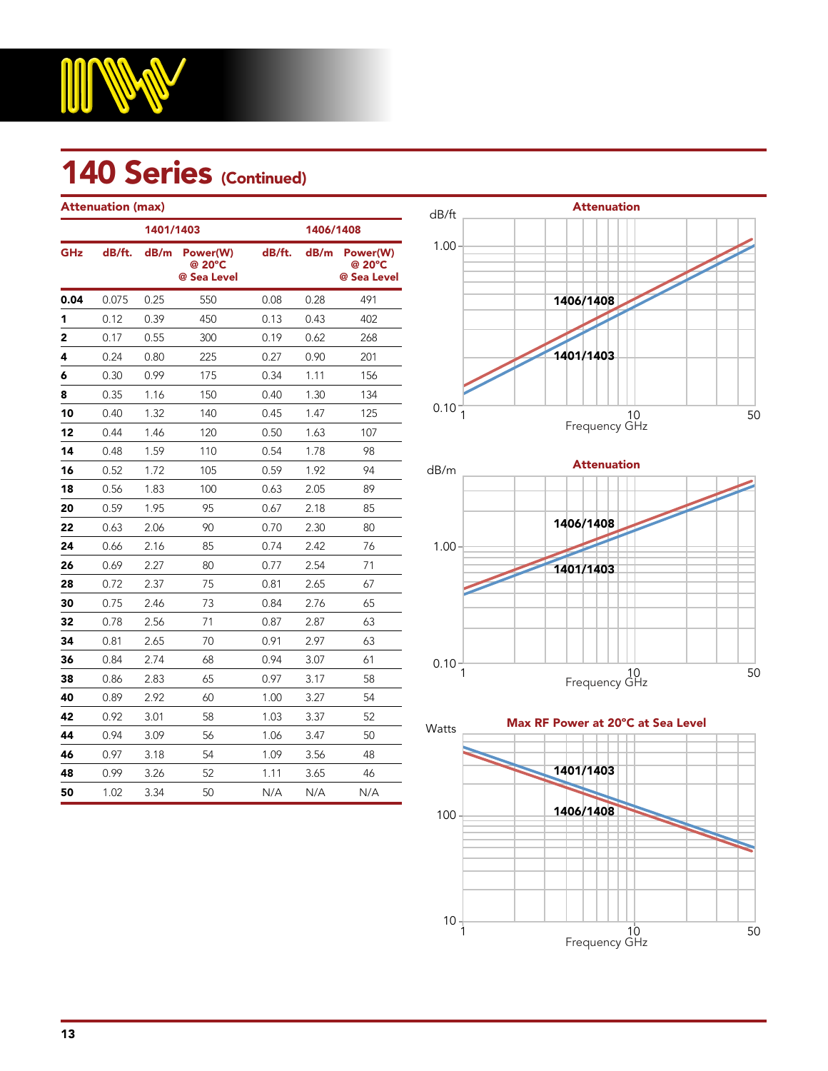# 140 Series (Continued)

**Attenuation (max)**

| | 1401/1403 | | | 1406/1408 | | |
|---|---|---|---|---|---|---|
| **GHz** | **dB/ft.** | **dB/m** | **Power(W) @ 20°C @ Sea Level** | **dB/ft.** | **dB/m** | **Power(W) @ 20°C @ Sea Level** |
| **0.04** | 0.075 | 0.25 | 550 | 0.08 | 0.28 | 491 |
| **1** | 0.12 | 0.39 | 450 | 0.13 | 0.43 | 402 |
| **2** | 0.17 | 0.55 | 300 | 0.19 | 0.62 | 268 |
| **4** | 0.24 | 0.80 | 225 | 0.27 | 0.90 | 201 |
| **6** | 0.30 | 0.99 | 175 | 0.34 | 1.11 | 156 |
| **8** | 0.35 | 1.16 | 150 | 0.40 | 1.30 | 134 |
| **10** | 0.40 | 1.32 | 140 | 0.45 | 1.47 | 125 |
| **12** | 0.44 | 1.46 | 120 | 0.50 | 1.63 | 107 |
| **14** | 0.48 | 1.59 | 110 | 0.54 | 1.78 | 98 |
| **16** | 0.52 | 1.72 | 105 | 0.59 | 1.92 | 94 |
| **18** | 0.56 | 1.83 | 100 | 0.63 | 2.05 | 89 |
| **20** | 0.59 | 1.95 | 95 | 0.67 | 2.18 | 85 |
| **22** | 0.63 | 2.06 | 90 | 0.70 | 2.30 | 80 |
| **24** | 0.66 | 2.16 | 85 | 0.74 | 2.42 | 76 |
| **26** | 0.69 | 2.27 | 80 | 0.77 | 2.54 | 71 |
| **28** | 0.72 | 2.37 | 75 | 0.81 | 2.65 | 67 |
| **30** | 0.75 | 2.46 | 73 | 0.84 | 2.76 | 65 |
| **32** | 0.78 | 2.56 | 71 | 0.87 | 2.87 | 63 |
| **34** | 0.81 | 2.65 | 70 | 0.91 | 2.97 | 63 |
| **36** | 0.84 | 2.74 | 68 | 0.94 | 3.07 | 61 |
| **38** | 0.86 | 2.83 | 65 | 0.97 | 3.17 | 58 |
| **40** | 0.89 | 2.92 | 60 | 1.00 | 3.27 | 54 |
| **42** | 0.92 | 3.01 | 58 | 1.03 | 3.37 | 52 |
| **44** | 0.94 | 3.09 | 56 | 1.06 | 3.47 | 50 |
| **46** | 0.97 | 3.18 | 54 | 1.09 | 3.56 | 48 |
| **48** | 0.99 | 3.26 | 52 | 1.11 | 3.65 | 46 |
| **50** | 1.02 | 3.34 | 50 | N/A | N/A | N/A |

**Attenuation**

dB/ft
1.00
0.10
1406/1408
1401/1403
1
10
50
Frequency GHz

**Attenuation**

dB/m
1.00
0.10
1406/1408
1401/1403
1
10
50
Frequency GHz

**Max RF Power at 20°C at Sea Level**

Watts
100
10
1401/1403
1406/1408
1
10
50
Frequency GHz